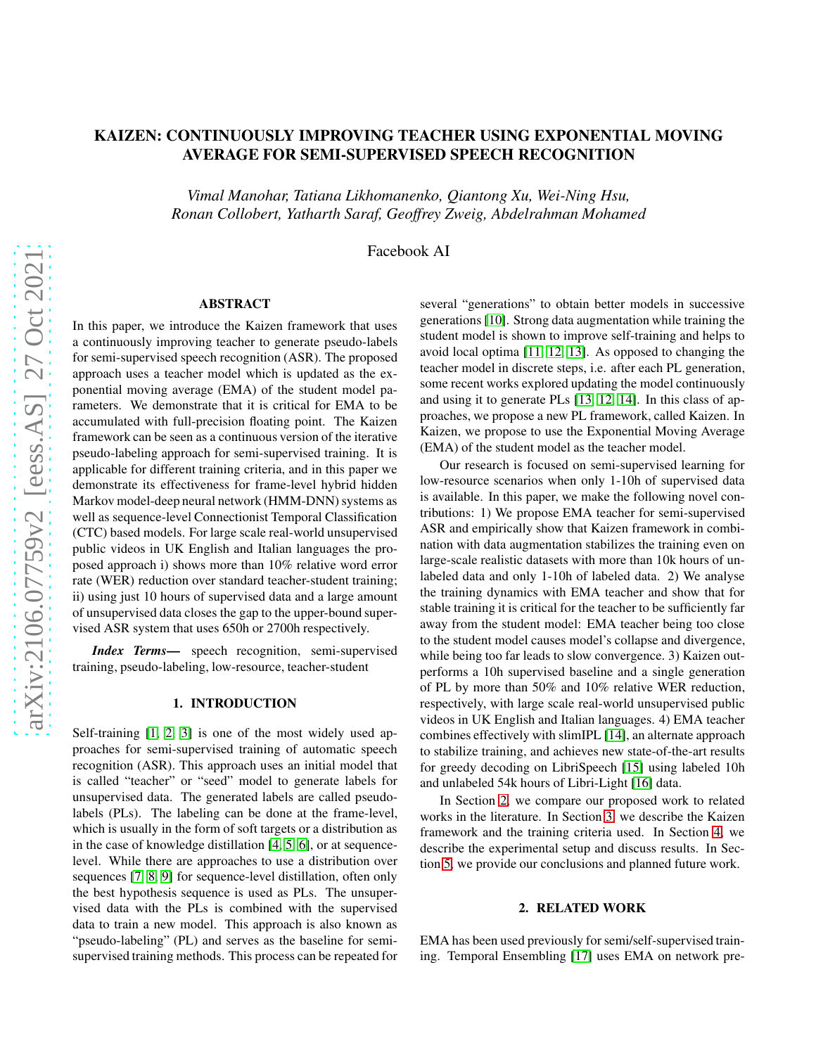# KAIZEN: CONTINUOUSLY IMPROVING TEACHER USING EXPONENTIAL MOVING AVERAGE FOR SEMI-SUPERVISED SPEECH RECOGNITION

*Vimal Manohar, Tatiana Likhomanenko, Qiantong Xu, Wei-Ning Hsu, Ronan Collobert, Yatharth Saraf, Geoffrey Zweig, Abdelrahman Mohamed*

Facebook AI

## ABSTRACT

In this paper, we introduce the Kaizen framework that uses a continuously improving teacher to generate pseudo-labels for semi-supervised speech recognition (ASR). The proposed approach uses a teacher model which is updated as the exponential moving average (EMA) of the student model parameters. We demonstrate that it is critical for EMA to be accumulated with full-precision floating point. The Kaizen framework can be seen as a continuous version of the iterative pseudo-labeling approach for semi-supervised training. It is applicable for different training criteria, and in this paper we demonstrate its effectiveness for frame-level hybrid hidden Markov model-deep neural network (HMM-DNN) systems as well as sequence-level Connectionist Temporal Classification (CTC) based models. For large scale real-world unsupervised public videos in UK English and Italian languages the proposed approach i) shows more than 10% relative word error rate (WER) reduction over standard teacher-student training; ii) using just 10 hours of supervised data and a large amount of unsupervised data closes the gap to the upper-bound supervised ASR system that uses 650h or 2700h respectively.

***Index Terms*—** speech recognition, semi-supervised training, pseudo-labeling, low-resource, teacher-student

## 1. INTRODUCTION

Self-training [1, 2, 3] is one of the most widely used approaches for semi-supervised training of automatic speech recognition (ASR). This approach uses an initial model that is called "teacher" or "seed" model to generate labels for unsupervised data. The generated labels are called pseudo-labels (PLs). The labeling can be done at the frame-level, which is usually in the form of soft targets or a distribution as in the case of knowledge distillation [4, 5, 6], or at sequence-level. While there are approaches to use a distribution over sequences [7, 8, 9] for sequence-level distillation, often only the best hypothesis sequence is used as PLs. The unsupervised data with the PLs is combined with the supervised data to train a new model. This approach is also known as "pseudo-labeling" (PL) and serves as the baseline for semi-supervised training methods. This process can be repeated for several "generations" to obtain better models in successive generations [10]. Strong data augmentation while training the student model is shown to improve self-training and helps to avoid local optima [11, 12, 13]. As opposed to changing the teacher model in discrete steps, i.e. after each PL generation, some recent works explored updating the model continuously and using it to generate PLs [13, 12, 14]. In this class of approaches, we propose a new PL framework, called Kaizen. In Kaizen, we propose to use the Exponential Moving Average (EMA) of the student model as the teacher model.

Our research is focused on semi-supervised learning for low-resource scenarios when only 1-10h of supervised data is available. In this paper, we make the following novel contributions: 1) We propose EMA teacher for semi-supervised ASR and empirically show that Kaizen framework in combination with data augmentation stabilizes the training even on large-scale realistic datasets with more than 10k hours of unlabeled data and only 1-10h of labeled data. 2) We analyse the training dynamics with EMA teacher and show that for stable training it is critical for the teacher to be sufficiently far away from the student model: EMA teacher being too close to the student model causes model's collapse and divergence, while being too far leads to slow convergence. 3) Kaizen outperforms a 10h supervised baseline and a single generation of PL by more than 50% and 10% relative WER reduction, respectively, with large scale real-world unsupervised public videos in UK English and Italian languages. 4) EMA teacher combines effectively with slimIPL [14], an alternate approach to stabilize training, and achieves new state-of-the-art results for greedy decoding on LibriSpeech [15] using labeled 10h and unlabeled 54k hours of Libri-Light [16] data.

In Section 2, we compare our proposed work to related works in the literature. In Section 3, we describe the Kaizen framework and the training criteria used. In Section 4, we describe the experimental setup and discuss results. In Section 5, we provide our conclusions and planned future work.

## 2. RELATED WORK

EMA has been used previously for semi/self-supervised training. Temporal Ensembling [17] uses EMA on network pre-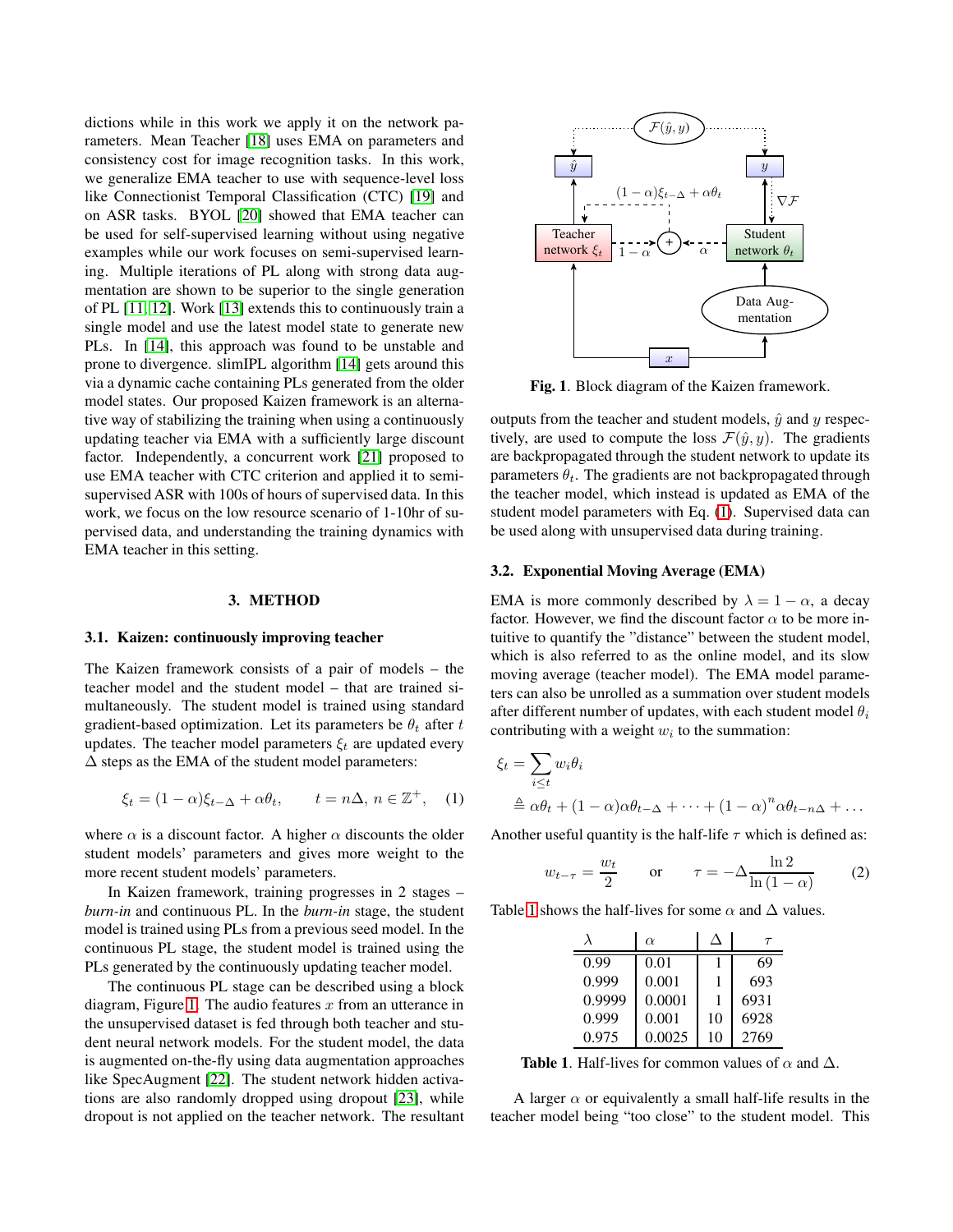dictions while in this work we apply it on the network parameters. Mean Teacher [18] uses EMA on parameters and consistency cost for image recognition tasks. In this work, we generalize EMA teacher to use with sequence-level loss like Connectionist Temporal Classification (CTC) [19] and on ASR tasks. BYOL [20] showed that EMA teacher can be used for self-supervised learning without using negative examples while our work focuses on semi-supervised learning. Multiple iterations of PL along with strong data augmentation are shown to be superior to the single generation of PL [11, 12]. Work [13] extends this to continuously train a single model and use the latest model state to generate new PLs. In [14], this approach was found to be unstable and prone to divergence. slimIPL algorithm [14] gets around this via a dynamic cache containing PLs generated from the older model states. Our proposed Kaizen framework is an alternative way of stabilizing the training when using a continuously updating teacher via EMA with a sufficiently large discount factor. Independently, a concurrent work [21] proposed to use EMA teacher with CTC criterion and applied it to semi-supervised ASR with 100s of hours of supervised data. In this work, we focus on the low resource scenario of 1-10hr of supervised data, and understanding the training dynamics with EMA teacher in this setting.

## 3. METHOD

### 3.1. Kaizen: continuously improving teacher

The Kaizen framework consists of a pair of models – the teacher model and the student model – that are trained simultaneously. The student model is trained using standard gradient-based optimization. Let its parameters be $\theta_t$ after $t$ updates. The teacher model parameters $\xi_t$ are updated every $\Delta$ steps as the EMA of the student model parameters:

$$\xi_t = (1-\alpha)\xi_{t-\Delta} + \alpha\theta_t, \qquad t = n\Delta,\, n \in \mathbb{Z}^+, \quad (1)$$

where $\alpha$ is a discount factor. A higher $\alpha$ discounts the older student models' parameters and gives more weight to the more recent student models' parameters.

In Kaizen framework, training progresses in 2 stages – *burn-in* and continuous PL. In the *burn-in* stage, the student model is trained using PLs from a previous seed model. In the continuous PL stage, the student model is trained using the PLs generated by the continuously updating teacher model.

The continuous PL stage can be described using a block diagram, Figure 1. The audio features $x$ from an utterance in the unsupervised dataset is fed through both teacher and student neural network models. For the student model, the data is augmented on-the-fly using data augmentation approaches like SpecAugment [22]. The student network hidden activations are also randomly dropped using dropout [23], while dropout is not applied on the teacher network. The resultant outputs from the teacher and student models, $\hat{y}$ and $y$ respectively, are used to compute the loss $\mathcal{F}(\hat{y}, y)$. The gradients are backpropagated through the student network to update its parameters $\theta_t$. The gradients are not backpropagated through the teacher model, which instead is updated as EMA of the student model parameters with Eq. (1). Supervised data can be used along with unsupervised data during training.

**Fig. 1**. Block diagram of the Kaizen framework.

### 3.2. Exponential Moving Average (EMA)

EMA is more commonly described by $\lambda = 1 - \alpha$, a decay factor. However, we find the discount factor $\alpha$ to be more intuitive to quantify the "distance" between the student model, which is also referred to as the online model, and its slow moving average (teacher model). The EMA model parameters can also be unrolled as a summation over student models after different number of updates, with each student model $\theta_i$ contributing with a weight $w_i$ to the summation:

$$\xi_t = \sum_{i \le t} w_i \theta_i$$
$$\triangleq \alpha\theta_t + (1-\alpha)\alpha\theta_{t-\Delta} + \cdots + (1-\alpha)^n \alpha\theta_{t-n\Delta} + \ldots$$

Another useful quantity is the half-life $\tau$ which is defined as:

$$w_{t-\tau} = \frac{w_t}{2} \qquad \text{or} \qquad \tau = -\Delta \frac{\ln 2}{\ln(1-\alpha)} \quad (2)$$

Table 1 shows the half-lives for some $\alpha$ and $\Delta$ values.

| $\lambda$ | $\alpha$ | $\Delta$ | $\tau$ |
|---|---|---|---|
| 0.99 | 0.01 | 1 | 69 |
| 0.999 | 0.001 | 1 | 693 |
| 0.9999 | 0.0001 | 1 | 6931 |
| 0.999 | 0.001 | 10 | 6928 |
| 0.975 | 0.0025 | 10 | 2769 |

**Table 1**. Half-lives for common values of $\alpha$ and $\Delta$.

A larger $\alpha$ or equivalently a small half-life results in the teacher model being "too close" to the student model. This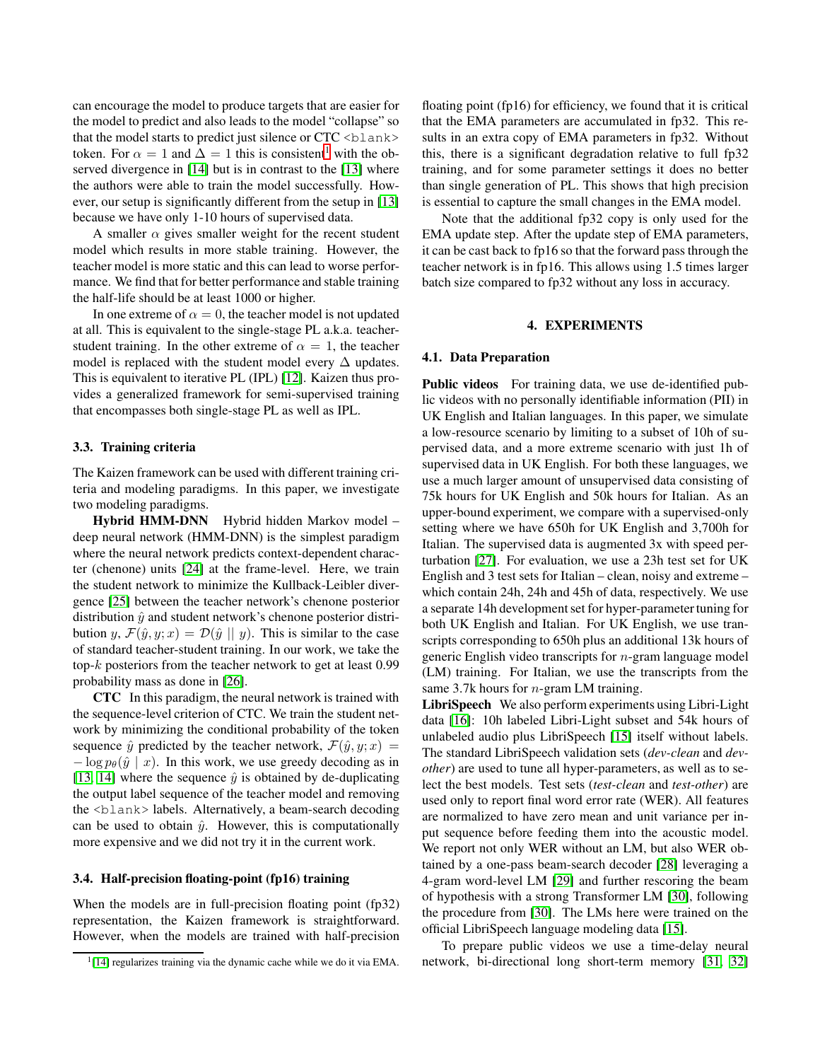can encourage the model to produce targets that are easier for the model to predict and also leads to the model "collapse" so that the model starts to predict just silence or CTC `<blank>` token. For $\alpha = 1$ and $\Delta = 1$ this is consistent[1] with the observed divergence in [14] but is in contrast to the [13] where the authors were able to train the model successfully. However, our setup is significantly different from the setup in [13] because we have only 1-10 hours of supervised data.

A smaller $\alpha$ gives smaller weight for the recent student model which results in more stable training. However, the teacher model is more static and this can lead to worse performance. We find that for better performance and stable training the half-life should be at least 1000 or higher.

In one extreme of $\alpha = 0$, the teacher model is not updated at all. This is equivalent to the single-stage PL a.k.a. teacher-student training. In the other extreme of $\alpha = 1$, the teacher model is replaced with the student model every $\Delta$ updates. This is equivalent to iterative PL (IPL) [12]. Kaizen thus provides a generalized framework for semi-supervised training that encompasses both single-stage PL as well as IPL.

### 3.3. Training criteria

The Kaizen framework can be used with different training criteria and modeling paradigms. In this paper, we investigate two modeling paradigms.

**Hybrid HMM-DNN** Hybrid hidden Markov model – deep neural network (HMM-DNN) is the simplest paradigm where the neural network predicts context-dependent character (chenone) units [24] at the frame-level. Here, we train the student network to minimize the Kullback-Leibler divergence [25] between the teacher network's chenone posterior distribution $\hat{y}$ and student network's chenone posterior distribution $y$, $\mathcal{F}(\hat{y}, y; x) = \mathcal{D}(\hat{y} \mid\mid y)$. This is similar to the case of standard teacher-student training. In our work, we take the top-$k$ posteriors from the teacher network to get at least 0.99 probability mass as done in [26].

**CTC** In this paradigm, the neural network is trained with the sequence-level criterion of CTC. We train the student network by minimizing the conditional probability of the token sequence $\hat{y}$ predicted by the teacher network, $\mathcal{F}(\hat{y}, y; x) = -\log p_\theta(\hat{y} \mid x)$. In this work, we use greedy decoding as in [13, 14] where the sequence $\hat{y}$ is obtained by de-duplicating the output label sequence of the teacher model and removing the `<blank>` labels. Alternatively, a beam-search decoding can be used to obtain $\hat{y}$. However, this is computationally more expensive and we did not try it in the current work.

### 3.4. Half-precision floating-point (fp16) training

When the models are in full-precision floating point (fp32) representation, the Kaizen framework is straightforward. However, when the models are trained with half-precision floating point (fp16) for efficiency, we found that it is critical that the EMA parameters are accumulated in fp32. This results in an extra copy of EMA parameters in fp32. Without this, there is a significant degradation relative to full fp32 training, and for some parameter settings it does no better than single generation of PL. This shows that high precision is essential to capture the small changes in the EMA model.

Note that the additional fp32 copy is only used for the EMA update step. After the update step of EMA parameters, it can be cast back to fp16 so that the forward pass through the teacher network is in fp16. This allows using 1.5 times larger batch size compared to fp32 without any loss in accuracy.

## 4. EXPERIMENTS

### 4.1. Data Preparation

**Public videos** For training data, we use de-identified public videos with no personally identifiable information (PII) in UK English and Italian languages. In this paper, we simulate a low-resource scenario by limiting to a subset of 10h of supervised data, and a more extreme scenario with just 1h of supervised data in UK English. For both these languages, we use a much larger amount of unsupervised data consisting of 75k hours for UK English and 50k hours for Italian. As an upper-bound experiment, we compare with a supervised-only setting where we have 650h for UK English and 3,700h for Italian. The supervised data is augmented 3x with speed perturbation [27]. For evaluation, we use a 23h test set for UK English and 3 test sets for Italian – clean, noisy and extreme – which contain 24h, 24h and 45h of data, respectively. We use a separate 14h development set for hyper-parameter tuning for both UK English and Italian. For UK English, we use transcripts corresponding to 650h plus an additional 13k hours of generic English video transcripts for $n$-gram language model (LM) training. For Italian, we use the transcripts from the same 3.7k hours for $n$-gram LM training.

**LibriSpeech** We also perform experiments using Libri-Light data [16]: 10h labeled Libri-Light subset and 54k hours of unlabeled audio plus LibriSpeech [15] itself without labels. The standard LibriSpeech validation sets (*dev-clean* and *dev-other*) are used to tune all hyper-parameters, as well as to select the best models. Test sets (*test-clean* and *test-other*) are used only to report final word error rate (WER). All features are normalized to have zero mean and unit variance per input sequence before feeding them into the acoustic model. We report not only WER without an LM, but also WER obtained by a one-pass beam-search decoder [28] leveraging a 4-gram word-level LM [29] and further rescoring the beam of hypothesis with a strong Transformer LM [30], following the procedure from [30]. The LMs here were trained on the official LibriSpeech language modeling data [15].

To prepare public videos we use a time-delay neural network, bi-directional long short-term memory [31, 32]

[1] [14] regularizes training via the dynamic cache while we do it via EMA.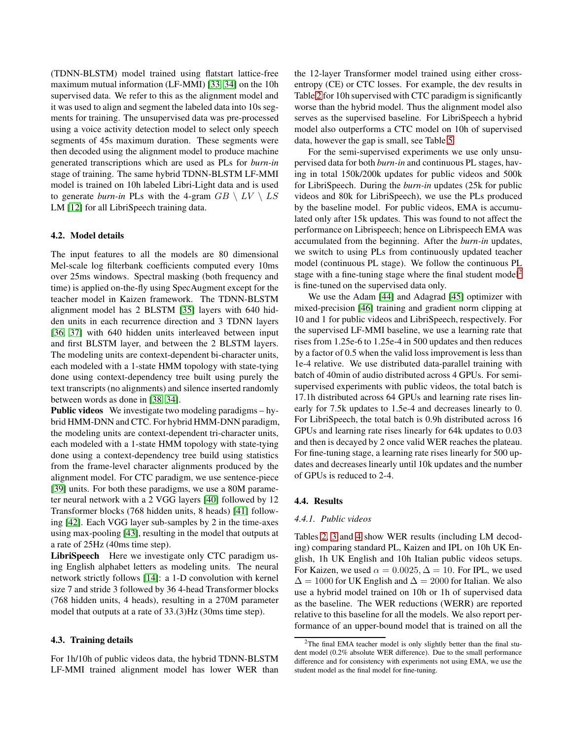(TDNN-BLSTM) model trained using flatstart lattice-free maximum mutual information (LF-MMI) [33, 34] on the 10h supervised data. We refer to this as the alignment model and it was used to align and segment the labeled data into 10s segments for training. The unsupervised data was pre-processed using a voice activity detection model to select only speech segments of 45s maximum duration. These segments were then decoded using the alignment model to produce machine generated transcriptions which are used as PLs for *burn-in* stage of training. The same hybrid TDNN-BLSTM LF-MMI model is trained on 10h labeled Libri-Light data and is used to generate *burn-in* PLs with the 4-gram $GB \setminus LV \setminus LS$ LM [12] for all LibriSpeech training data.

### 4.2. Model details

The input features to all the models are 80 dimensional Mel-scale log filterbank coefficients computed every 10ms over 25ms windows. Spectral masking (both frequency and time) is applied on-the-fly using SpecAugment except for the teacher model in Kaizen framework. The TDNN-BLSTM alignment model has 2 BLSTM [35] layers with 640 hidden units in each recurrence direction and 3 TDNN layers [36, 37] with 640 hidden units interleaved between input and first BLSTM layer, and between the 2 BLSTM layers. The modeling units are context-dependent bi-character units, each modeled with a 1-state HMM topology with state-tying done using context-dependency tree built using purely the text transcripts (no alignments) and silence inserted randomly between words as done in [38, 34].

**Public videos** We investigate two modeling paradigms – hybrid HMM-DNN and CTC. For hybrid HMM-DNN paradigm, the modeling units are context-dependent tri-character units, each modeled with a 1-state HMM topology with state-tying done using a context-dependency tree build using statistics from the frame-level character alignments produced by the alignment model. For CTC paradigm, we use sentence-piece [39] units. For both these paradigms, we use a 80M parameter neural network with a 2 VGG layers [40] followed by 12 Transformer blocks (768 hidden units, 8 heads) [41] following [42]. Each VGG layer sub-samples by 2 in the time-axes using max-pooling [43], resulting in the model that outputs at a rate of 25Hz (40ms time step).

**LibriSpeech** Here we investigate only CTC paradigm using English alphabet letters as modeling units. The neural network strictly follows [14]: a 1-D convolution with kernel size 7 and stride 3 followed by 36 4-head Transformer blocks (768 hidden units, 4 heads), resulting in a 270M parameter model that outputs at a rate of 33.(3)Hz (30ms time step).

### 4.3. Training details

For 1h/10h of public videos data, the hybrid TDNN-BLSTM LF-MMI trained alignment model has lower WER than the 12-layer Transformer model trained using either cross-entropy (CE) or CTC losses. For example, the dev results in Table 2 for 10h supervised with CTC paradigm is significantly worse than the hybrid model. Thus the alignment model also serves as the supervised baseline. For LibriSpeech a hybrid model also outperforms a CTC model on 10h of supervised data, however the gap is small, see Table 5.

For the semi-supervised experiments we use only unsupervised data for both *burn-in* and continuous PL stages, having in total 150k/200k updates for public videos and 500k for LibriSpeech. During the *burn-in* updates (25k for public videos and 80k for LibriSpeech), we use the PLs produced by the baseline model. For public videos, EMA is accumulated only after 15k updates. This was found to not affect the performance on Librispeech; hence on Librispeech EMA was accumulated from the beginning. After the *burn-in* updates, we switch to using PLs from continuously updated teacher model (continuous PL stage). We follow the continuous PL stage with a fine-tuning stage where the final student model[2] is fine-tuned on the supervised data only.

We use the Adam [44] and Adagrad [45] optimizer with mixed-precision [46] training and gradient norm clipping at 10 and 1 for public videos and LibriSpeech, respectively. For the supervised LF-MMI baseline, we use a learning rate that rises from 1.25e-6 to 1.25e-4 in 500 updates and then reduces by a factor of 0.5 when the valid loss improvement is less than 1e-4 relative. We use distributed data-parallel training with batch of 40min of audio distributed across 4 GPUs. For semi-supervised experiments with public videos, the total batch is 17.1h distributed across 64 GPUs and learning rate rises linearly for 7.5k updates to 1.5e-4 and decreases linearly to 0. For LibriSpeech, the total batch is 0.9h distributed across 16 GPUs and learning rate rises linearly for 64k updates to 0.03 and then is decayed by 2 once valid WER reaches the plateau. For fine-tuning stage, a learning rate rises linearly for 500 updates and decreases linearly until 10k updates and the number of GPUs is reduced to 2-4.

### 4.4. Results

#### *4.4.1. Public videos*

Tables 2, 3 and 4 show WER results (including LM decoding) comparing standard PL, Kaizen and IPL on 10h UK English, 1h UK English and 10h Italian public videos setups. For Kaizen, we used $\alpha = 0.0025, \Delta = 10$. For IPL, we used $\Delta = 1000$ for UK English and $\Delta = 2000$ for Italian. We also use a hybrid model trained on 10h or 1h of supervised data as the baseline. The WER reductions (WERR) are reported relative to this baseline for all the models. We also report performance of an upper-bound model that is trained on all the

[2] The final EMA teacher model is only slightly better than the final student model (0.2% absolute WER difference). Due to the small performance difference and for consistency with experiments not using EMA, we use the student model as the final model for fine-tuning.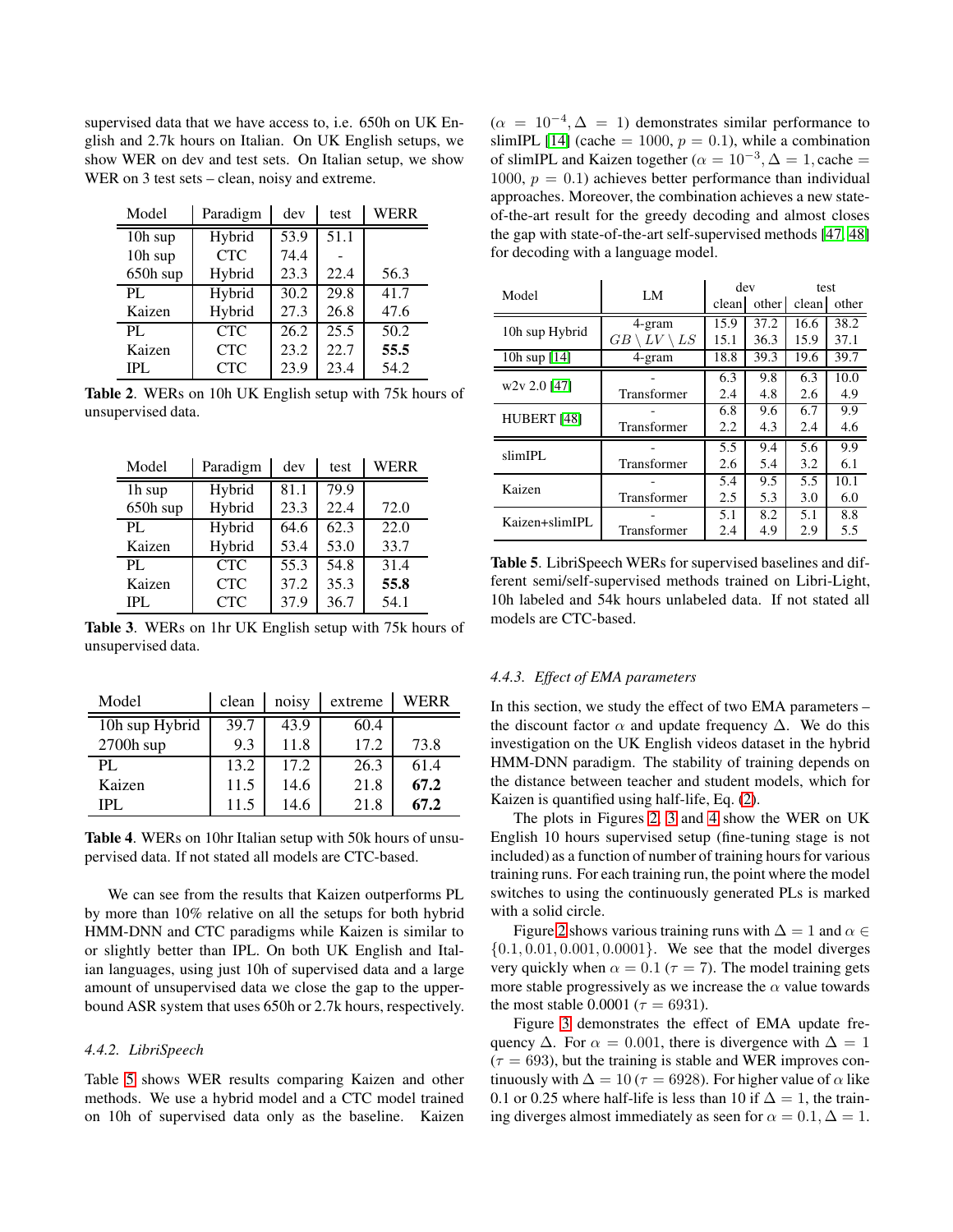supervised data that we have access to, i.e. 650h on UK English and 2.7k hours on Italian. On UK English setups, we show WER on dev and test sets. On Italian setup, we show WER on 3 test sets – clean, noisy and extreme.

| Model | Paradigm | dev | test | WERR |
|---|---|---|---|---|
| 10h sup | Hybrid | 53.9 | 51.1 | |
| 10h sup | CTC | 74.4 | - | |
| 650h sup | Hybrid | 23.3 | 22.4 | 56.3 |
| PL | Hybrid | 30.2 | 29.8 | 41.7 |
| Kaizen | Hybrid | 27.3 | 26.8 | 47.6 |
| PL | CTC | 26.2 | 25.5 | 50.2 |
| Kaizen | CTC | 23.2 | 22.7 | **55.5** |
| IPL | CTC | 23.9 | 23.4 | 54.2 |

**Table 2**. WERs on 10h UK English setup with 75k hours of unsupervised data.

| Model | Paradigm | dev | test | WERR |
|---|---|---|---|---|
| 1h sup | Hybrid | 81.1 | 79.9 | |
| 650h sup | Hybrid | 23.3 | 22.4 | 72.0 |
| PL | Hybrid | 64.6 | 62.3 | 22.0 |
| Kaizen | Hybrid | 53.4 | 53.0 | 33.7 |
| PL | CTC | 55.3 | 54.8 | 31.4 |
| Kaizen | CTC | 37.2 | 35.3 | **55.8** |
| IPL | CTC | 37.9 | 36.7 | 54.1 |

**Table 3**. WERs on 1hr UK English setup with 75k hours of unsupervised data.

| Model | clean | noisy | extreme | WERR |
|---|---|---|---|---|
| 10h sup Hybrid | 39.7 | 43.9 | 60.4 | |
| 2700h sup | 9.3 | 11.8 | 17.2 | 73.8 |
| PL | 13.2 | 17.2 | 26.3 | 61.4 |
| Kaizen | 11.5 | 14.6 | 21.8 | **67.2** |
| IPL | 11.5 | 14.6 | 21.8 | **67.2** |

**Table 4**. WERs on 10hr Italian setup with 50k hours of unsupervised data. If not stated all models are CTC-based.

We can see from the results that Kaizen outperforms PL by more than 10% relative on all the setups for both hybrid HMM-DNN and CTC paradigms while Kaizen is similar to or slightly better than IPL. On both UK English and Italian languages, using just 10h of supervised data and a large amount of unsupervised data we close the gap to the upper-bound ASR system that uses 650h or 2.7k hours, respectively.

#### 4.4.2. LibriSpeech

Table 5 shows WER results comparing Kaizen and other methods. We use a hybrid model and a CTC model trained on 10h of supervised data only as the baseline. Kaizen ($\alpha = 10^{-4}, \Delta = 1$) demonstrates similar performance to slimIPL [14] (cache $= 1000$, $p = 0.1$), while a combination of slimIPL and Kaizen together ($\alpha = 10^{-3}, \Delta = 1$, cache $= 1000$, $p = 0.1$) achieves better performance than individual approaches. Moreover, the combination achieves a new state-of-the-art result for the greedy decoding and almost closes the gap with state-of-the-art self-supervised methods [47, 48] for decoding with a language model.

| Model | LM | dev clean | dev other | test clean | test other |
|---|---|---|---|---|---|
| 10h sup Hybrid | 4-gram | 15.9 | 37.2 | 16.6 | 38.2 |
| | $GB \setminus LV \setminus LS$ | 15.1 | 36.3 | 15.9 | 37.1 |
| 10h sup [14] | 4-gram | 18.8 | 39.3 | 19.6 | 39.7 |
| w2v 2.0 [47] | - | 6.3 | 9.8 | 6.3 | 10.0 |
| | Transformer | 2.4 | 4.8 | 2.6 | 4.9 |
| HUBERT [48] | - | 6.8 | 9.6 | 6.7 | 9.9 |
| | Transformer | 2.2 | 4.3 | 2.4 | 4.6 |
| slimIPL | - | 5.5 | 9.4 | 5.6 | 9.9 |
| | Transformer | 2.6 | 5.4 | 3.2 | 6.1 |
| Kaizen | - | 5.4 | 9.5 | 5.5 | 10.1 |
| | Transformer | 2.5 | 5.3 | 3.0 | 6.0 |
| Kaizen+slimIPL | - | 5.1 | 8.2 | 5.1 | 8.8 |
| | Transformer | 2.4 | 4.9 | 2.9 | 5.5 |

**Table 5**. LibriSpeech WERs for supervised baselines and different semi/self-supervised methods trained on Libri-Light, 10h labeled and 54k hours unlabeled data. If not stated all models are CTC-based.

#### 4.4.3. Effect of EMA parameters

In this section, we study the effect of two EMA parameters – the discount factor $\alpha$ and update frequency $\Delta$. We do this investigation on the UK English videos dataset in the hybrid HMM-DNN paradigm. The stability of training depends on the distance between teacher and student models, which for Kaizen is quantified using half-life, Eq. (2).

The plots in Figures 2, 3 and 4 show the WER on UK English 10 hours supervised setup (fine-tuning stage is not included) as a function of number of training hours for various training runs. For each training run, the point where the model switches to using the continuously generated PLs is marked with a solid circle.

Figure 2 shows various training runs with $\Delta = 1$ and $\alpha \in \{0.1, 0.01, 0.001, 0.0001\}$. We see that the model diverges very quickly when $\alpha = 0.1$ ($\tau = 7$). The model training gets more stable progressively as we increase the $\alpha$ value towards the most stable 0.0001 ($\tau = 6931$).

Figure 3 demonstrates the effect of EMA update frequency $\Delta$. For $\alpha = 0.001$, there is divergence with $\Delta = 1$ ($\tau = 693$), but the training is stable and WER improves continuously with $\Delta = 10$ ($\tau = 6928$). For higher value of $\alpha$ like 0.1 or 0.25 where half-life is less than 10 if $\Delta = 1$, the training diverges almost immediately as seen for $\alpha = 0.1, \Delta = 1$.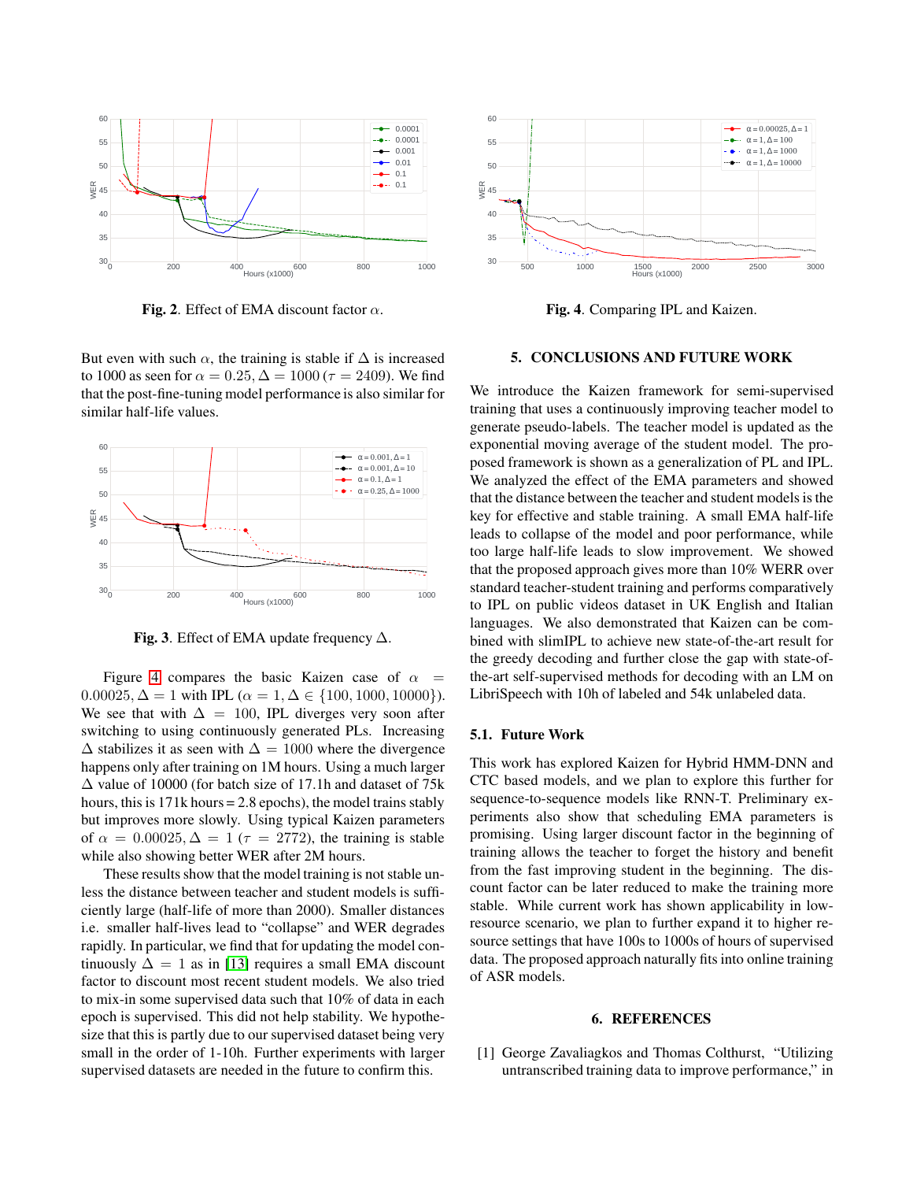Fig. 2. Effect of EMA discount factor $\alpha$.

Fig. 4. Comparing IPL and Kaizen.

But even with such $\alpha$, the training is stable if $\Delta$ is increased to 1000 as seen for $\alpha = 0.25, \Delta = 1000$ ($\tau = 2409$). We find that the post-fine-tuning model performance is also similar for similar half-life values.

Fig. 3. Effect of EMA update frequency $\Delta$.

Figure 4 compares the basic Kaizen case of $\alpha = 0.00025, \Delta = 1$ with IPL ($\alpha = 1, \Delta \in \{100, 1000, 10000\}$). We see that with $\Delta = 100$, IPL diverges very soon after switching to using continuously generated PLs. Increasing $\Delta$ stabilizes it as seen with $\Delta = 1000$ where the divergence happens only after training on 1M hours. Using a much larger $\Delta$ value of 10000 (for batch size of 17.1h and dataset of 75k hours, this is 171k hours = 2.8 epochs), the model trains stably but improves more slowly. Using typical Kaizen parameters of $\alpha = 0.00025, \Delta = 1$ ($\tau = 2772$), the training is stable while also showing better WER after 2M hours.

These results show that the model training is not stable unless the distance between teacher and student models is sufficiently large (half-life of more than 2000). Smaller distances i.e. smaller half-lives lead to "collapse" and WER degrades rapidly. In particular, we find that for updating the model continuously $\Delta = 1$ as in [13] requires a small EMA discount factor to discount most recent student models. We also tried to mix-in some supervised data such that 10% of data in each epoch is supervised. This did not help stability. We hypothesize that this is partly due to our supervised dataset being very small in the order of 1-10h. Further experiments with larger supervised datasets are needed in the future to confirm this.

## 5. CONCLUSIONS AND FUTURE WORK

We introduce the Kaizen framework for semi-supervised training that uses a continuously improving teacher model to generate pseudo-labels. The teacher model is updated as the exponential moving average of the student model. The proposed framework is shown as a generalization of PL and IPL. We analyzed the effect of the EMA parameters and showed that the distance between the teacher and student models is the key for effective and stable training. A small EMA half-life leads to collapse of the model and poor performance, while too large half-life leads to slow improvement. We showed that the proposed approach gives more than 10% WERR over standard teacher-student training and performs comparatively to IPL on public videos dataset in UK English and Italian languages. We also demonstrated that Kaizen can be combined with slimIPL to achieve new state-of-the-art result for the greedy decoding and further close the gap with state-of-the-art self-supervised methods for decoding with an LM on LibriSpeech with 10h of labeled and 54k unlabeled data.

### 5.1. Future Work

This work has explored Kaizen for Hybrid HMM-DNN and CTC based models, and we plan to explore this further for sequence-to-sequence models like RNN-T. Preliminary experiments also show that scheduling EMA parameters is promising. Using larger discount factor in the beginning of training allows the teacher to forget the history and benefit from the fast improving student in the beginning. The discount factor can be later reduced to make the training more stable. While current work has shown applicability in low-resource scenario, we plan to further expand it to higher resource settings that have 100s to 1000s of hours of supervised data. The proposed approach naturally fits into online training of ASR models.

## 6. REFERENCES

[1] George Zavaliagkos and Thomas Colthurst, "Utilizing untranscribed training data to improve performance," in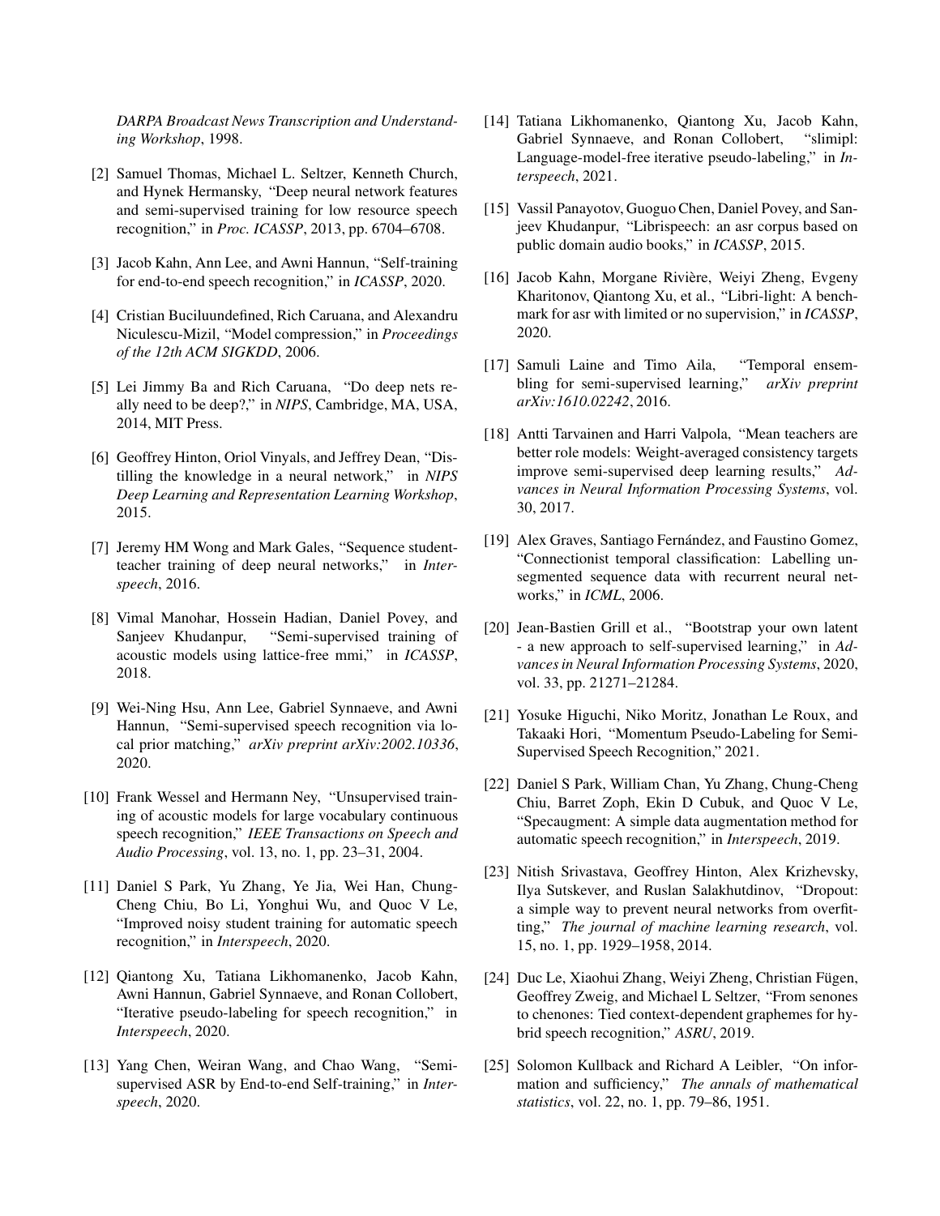*DARPA Broadcast News Transcription and Understanding Workshop*, 1998.

[2] Samuel Thomas, Michael L. Seltzer, Kenneth Church, and Hynek Hermansky, "Deep neural network features and semi-supervised training for low resource speech recognition," in *Proc. ICASSP*, 2013, pp. 6704–6708.

[3] Jacob Kahn, Ann Lee, and Awni Hannun, "Self-training for end-to-end speech recognition," in *ICASSP*, 2020.

[4] Cristian Buciluundefined, Rich Caruana, and Alexandru Niculescu-Mizil, "Model compression," in *Proceedings of the 12th ACM SIGKDD*, 2006.

[5] Lei Jimmy Ba and Rich Caruana, "Do deep nets really need to be deep?," in *NIPS*, Cambridge, MA, USA, 2014, MIT Press.

[6] Geoffrey Hinton, Oriol Vinyals, and Jeffrey Dean, "Distilling the knowledge in a neural network," in *NIPS Deep Learning and Representation Learning Workshop*, 2015.

[7] Jeremy HM Wong and Mark Gales, "Sequence student-teacher training of deep neural networks," in *Interspeech*, 2016.

[8] Vimal Manohar, Hossein Hadian, Daniel Povey, and Sanjeev Khudanpur, "Semi-supervised training of acoustic models using lattice-free mmi," in *ICASSP*, 2018.

[9] Wei-Ning Hsu, Ann Lee, Gabriel Synnaeve, and Awni Hannun, "Semi-supervised speech recognition via local prior matching," *arXiv preprint arXiv:2002.10336*, 2020.

[10] Frank Wessel and Hermann Ney, "Unsupervised training of acoustic models for large vocabulary continuous speech recognition," *IEEE Transactions on Speech and Audio Processing*, vol. 13, no. 1, pp. 23–31, 2004.

[11] Daniel S Park, Yu Zhang, Ye Jia, Wei Han, Chung-Cheng Chiu, Bo Li, Yonghui Wu, and Quoc V Le, "Improved noisy student training for automatic speech recognition," in *Interspeech*, 2020.

[12] Qiantong Xu, Tatiana Likhomanenko, Jacob Kahn, Awni Hannun, Gabriel Synnaeve, and Ronan Collobert, "Iterative pseudo-labeling for speech recognition," in *Interspeech*, 2020.

[13] Yang Chen, Weiran Wang, and Chao Wang, "Semi-supervised ASR by End-to-end Self-training," in *Interspeech*, 2020.

[14] Tatiana Likhomanenko, Qiantong Xu, Jacob Kahn, Gabriel Synnaeve, and Ronan Collobert, "slimipl: Language-model-free iterative pseudo-labeling," in *Interspeech*, 2021.

[15] Vassil Panayotov, Guoguo Chen, Daniel Povey, and Sanjeev Khudanpur, "Librispeech: an asr corpus based on public domain audio books," in *ICASSP*, 2015.

[16] Jacob Kahn, Morgane Rivière, Weiyi Zheng, Evgeny Kharitonov, Qiantong Xu, et al., "Libri-light: A benchmark for asr with limited or no supervision," in *ICASSP*, 2020.

[17] Samuli Laine and Timo Aila, "Temporal ensembling for semi-supervised learning," *arXiv preprint arXiv:1610.02242*, 2016.

[18] Antti Tarvainen and Harri Valpola, "Mean teachers are better role models: Weight-averaged consistency targets improve semi-supervised deep learning results," *Advances in Neural Information Processing Systems*, vol. 30, 2017.

[19] Alex Graves, Santiago Fernández, and Faustino Gomez, "Connectionist temporal classification: Labelling unsegmented sequence data with recurrent neural networks," in *ICML*, 2006.

[20] Jean-Bastien Grill et al., "Bootstrap your own latent - a new approach to self-supervised learning," in *Advances in Neural Information Processing Systems*, 2020, vol. 33, pp. 21271–21284.

[21] Yosuke Higuchi, Niko Moritz, Jonathan Le Roux, and Takaaki Hori, "Momentum Pseudo-Labeling for Semi-Supervised Speech Recognition," 2021.

[22] Daniel S Park, William Chan, Yu Zhang, Chung-Cheng Chiu, Barret Zoph, Ekin D Cubuk, and Quoc V Le, "Specaugment: A simple data augmentation method for automatic speech recognition," in *Interspeech*, 2019.

[23] Nitish Srivastava, Geoffrey Hinton, Alex Krizhevsky, Ilya Sutskever, and Ruslan Salakhutdinov, "Dropout: a simple way to prevent neural networks from overfitting," *The journal of machine learning research*, vol. 15, no. 1, pp. 1929–1958, 2014.

[24] Duc Le, Xiaohui Zhang, Weiyi Zheng, Christian Fügen, Geoffrey Zweig, and Michael L Seltzer, "From senones to chenones: Tied context-dependent graphemes for hybrid speech recognition," *ASRU*, 2019.

[25] Solomon Kullback and Richard A Leibler, "On information and sufficiency," *The annals of mathematical statistics*, vol. 22, no. 1, pp. 79–86, 1951.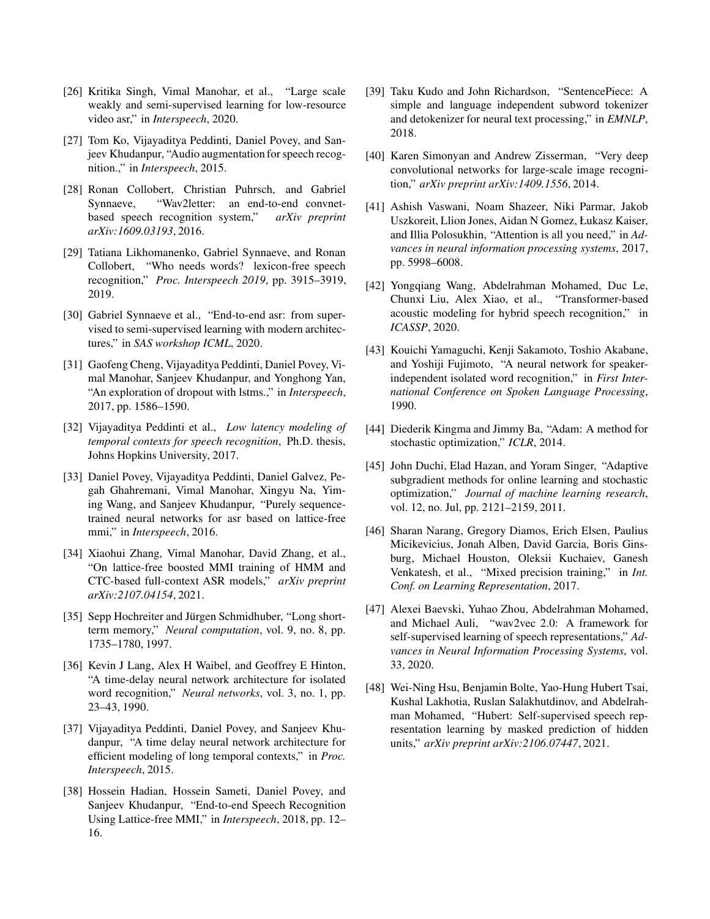[26] Kritika Singh, Vimal Manohar, et al., "Large scale weakly and semi-supervised learning for low-resource video asr," in *Interspeech*, 2020.

[27] Tom Ko, Vijayaditya Peddinti, Daniel Povey, and Sanjeev Khudanpur, "Audio augmentation for speech recognition.," in *Interspeech*, 2015.

[28] Ronan Collobert, Christian Puhrsch, and Gabriel Synnaeve, "Wav2letter: an end-to-end convnet-based speech recognition system," *arXiv preprint arXiv:1609.03193*, 2016.

[29] Tatiana Likhomanenko, Gabriel Synnaeve, and Ronan Collobert, "Who needs words? lexicon-free speech recognition," *Proc. Interspeech 2019*, pp. 3915–3919, 2019.

[30] Gabriel Synnaeve et al., "End-to-end asr: from supervised to semi-supervised learning with modern architectures," in *SAS workshop ICML*, 2020.

[31] Gaofeng Cheng, Vijayaditya Peddinti, Daniel Povey, Vimal Manohar, Sanjeev Khudanpur, and Yonghong Yan, "An exploration of dropout with lstms.," in *Interspeech*, 2017, pp. 1586–1590.

[32] Vijayaditya Peddinti et al., *Low latency modeling of temporal contexts for speech recognition*, Ph.D. thesis, Johns Hopkins University, 2017.

[33] Daniel Povey, Vijayaditya Peddinti, Daniel Galvez, Pegah Ghahremani, Vimal Manohar, Xingyu Na, Yiming Wang, and Sanjeev Khudanpur, "Purely sequence-trained neural networks for asr based on lattice-free mmi," in *Interspeech*, 2016.

[34] Xiaohui Zhang, Vimal Manohar, David Zhang, et al., "On lattice-free boosted MMI training of HMM and CTC-based full-context ASR models," *arXiv preprint arXiv:2107.04154*, 2021.

[35] Sepp Hochreiter and Jürgen Schmidhuber, "Long short-term memory," *Neural computation*, vol. 9, no. 8, pp. 1735–1780, 1997.

[36] Kevin J Lang, Alex H Waibel, and Geoffrey E Hinton, "A time-delay neural network architecture for isolated word recognition," *Neural networks*, vol. 3, no. 1, pp. 23–43, 1990.

[37] Vijayaditya Peddinti, Daniel Povey, and Sanjeev Khudanpur, "A time delay neural network architecture for efficient modeling of long temporal contexts," in *Proc. Interspeech*, 2015.

[38] Hossein Hadian, Hossein Sameti, Daniel Povey, and Sanjeev Khudanpur, "End-to-end Speech Recognition Using Lattice-free MMI," in *Interspeech*, 2018, pp. 12–16.

[39] Taku Kudo and John Richardson, "SentencePiece: A simple and language independent subword tokenizer and detokenizer for neural text processing," in *EMNLP*, 2018.

[40] Karen Simonyan and Andrew Zisserman, "Very deep convolutional networks for large-scale image recognition," *arXiv preprint arXiv:1409.1556*, 2014.

[41] Ashish Vaswani, Noam Shazeer, Niki Parmar, Jakob Uszkoreit, Llion Jones, Aidan N Gomez, Łukasz Kaiser, and Illia Polosukhin, "Attention is all you need," in *Advances in neural information processing systems*, 2017, pp. 5998–6008.

[42] Yongqiang Wang, Abdelrahman Mohamed, Duc Le, Chunxi Liu, Alex Xiao, et al., "Transformer-based acoustic modeling for hybrid speech recognition," in *ICASSP*, 2020.

[43] Kouichi Yamaguchi, Kenji Sakamoto, Toshio Akabane, and Yoshiji Fujimoto, "A neural network for speaker-independent isolated word recognition," in *First International Conference on Spoken Language Processing*, 1990.

[44] Diederik Kingma and Jimmy Ba, "Adam: A method for stochastic optimization," *ICLR*, 2014.

[45] John Duchi, Elad Hazan, and Yoram Singer, "Adaptive subgradient methods for online learning and stochastic optimization," *Journal of machine learning research*, vol. 12, no. Jul, pp. 2121–2159, 2011.

[46] Sharan Narang, Gregory Diamos, Erich Elsen, Paulius Micikevicius, Jonah Alben, David Garcia, Boris Ginsburg, Michael Houston, Oleksii Kuchaiev, Ganesh Venkatesh, et al., "Mixed precision training," in *Int. Conf. on Learning Representation*, 2017.

[47] Alexei Baevski, Yuhao Zhou, Abdelrahman Mohamed, and Michael Auli, "wav2vec 2.0: A framework for self-supervised learning of speech representations," *Advances in Neural Information Processing Systems*, vol. 33, 2020.

[48] Wei-Ning Hsu, Benjamin Bolte, Yao-Hung Hubert Tsai, Kushal Lakhotia, Ruslan Salakhutdinov, and Abdelrahman Mohamed, "Hubert: Self-supervised speech representation learning by masked prediction of hidden units," *arXiv preprint arXiv:2106.07447*, 2021.